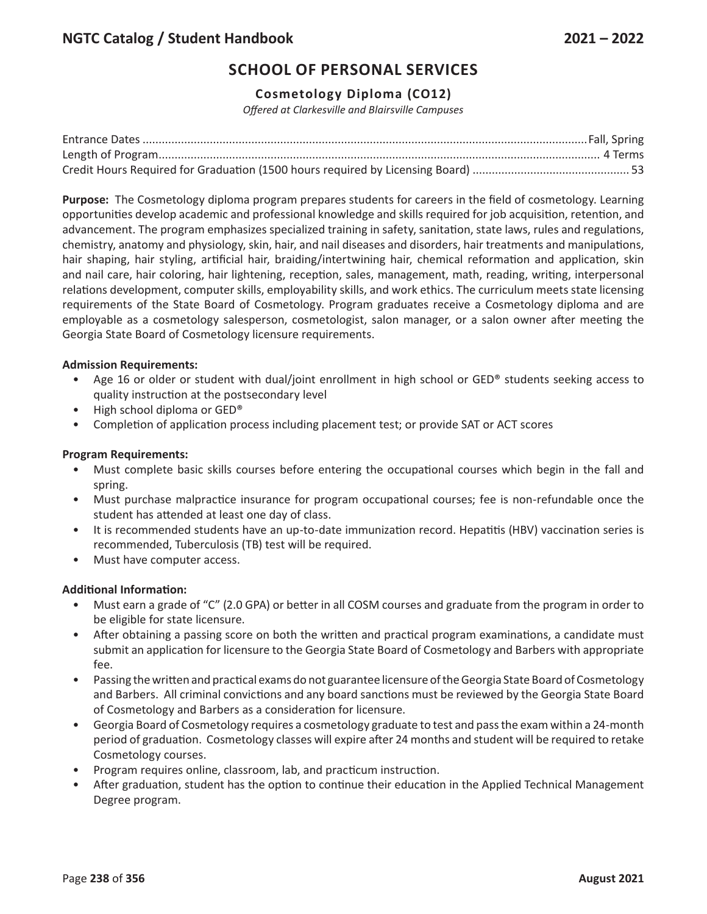## SCHOOL OF PERSONAL SERVICES

### Cosmetology Diploma (CO12)

*Offered at Clarkesville and Blairsville Campuses*

Entrance Dates ........................................................................................................................................ Fall, Spring
Length of Program........................................................................................................................................ 4 Terms
Credit Hours Required for Graduation (1500 hours required by Licensing Board) ................................................ 53

**Purpose:** The Cosmetology diploma program prepares students for careers in the field of cosmetology. Learning opportunities develop academic and professional knowledge and skills required for job acquisition, retention, and advancement. The program emphasizes specialized training in safety, sanitation, state laws, rules and regulations, chemistry, anatomy and physiology, skin, hair, and nail diseases and disorders, hair treatments and manipulations, hair shaping, hair styling, artificial hair, braiding/intertwining hair, chemical reformation and application, skin and nail care, hair coloring, hair lightening, reception, sales, management, math, reading, writing, interpersonal relations development, computer skills, employability skills, and work ethics. The curriculum meets state licensing requirements of the State Board of Cosmetology. Program graduates receive a Cosmetology diploma and are employable as a cosmetology salesperson, cosmetologist, salon manager, or a salon owner after meeting the Georgia State Board of Cosmetology licensure requirements.

**Admission Requirements:**

- Age 16 or older or student with dual/joint enrollment in high school or GED® students seeking access to quality instruction at the postsecondary level
- High school diploma or GED®
- Completion of application process including placement test; or provide SAT or ACT scores

**Program Requirements:**

- Must complete basic skills courses before entering the occupational courses which begin in the fall and spring.
- Must purchase malpractice insurance for program occupational courses; fee is non-refundable once the student has attended at least one day of class.
- It is recommended students have an up-to-date immunization record. Hepatitis (HBV) vaccination series is recommended, Tuberculosis (TB) test will be required.
- Must have computer access.

**Additional Information:**

- Must earn a grade of "C" (2.0 GPA) or better in all COSM courses and graduate from the program in order to be eligible for state licensure.
- After obtaining a passing score on both the written and practical program examinations, a candidate must submit an application for licensure to the Georgia State Board of Cosmetology and Barbers with appropriate fee.
- Passing the written and practical exams do not guarantee licensure of the Georgia State Board of Cosmetology and Barbers. All criminal convictions and any board sanctions must be reviewed by the Georgia State Board of Cosmetology and Barbers as a consideration for licensure.
- Georgia Board of Cosmetology requires a cosmetology graduate to test and pass the exam within a 24-month period of graduation. Cosmetology classes will expire after 24 months and student will be required to retake Cosmetology courses.
- Program requires online, classroom, lab, and practicum instruction.
- After graduation, student has the option to continue their education in the Applied Technical Management Degree program.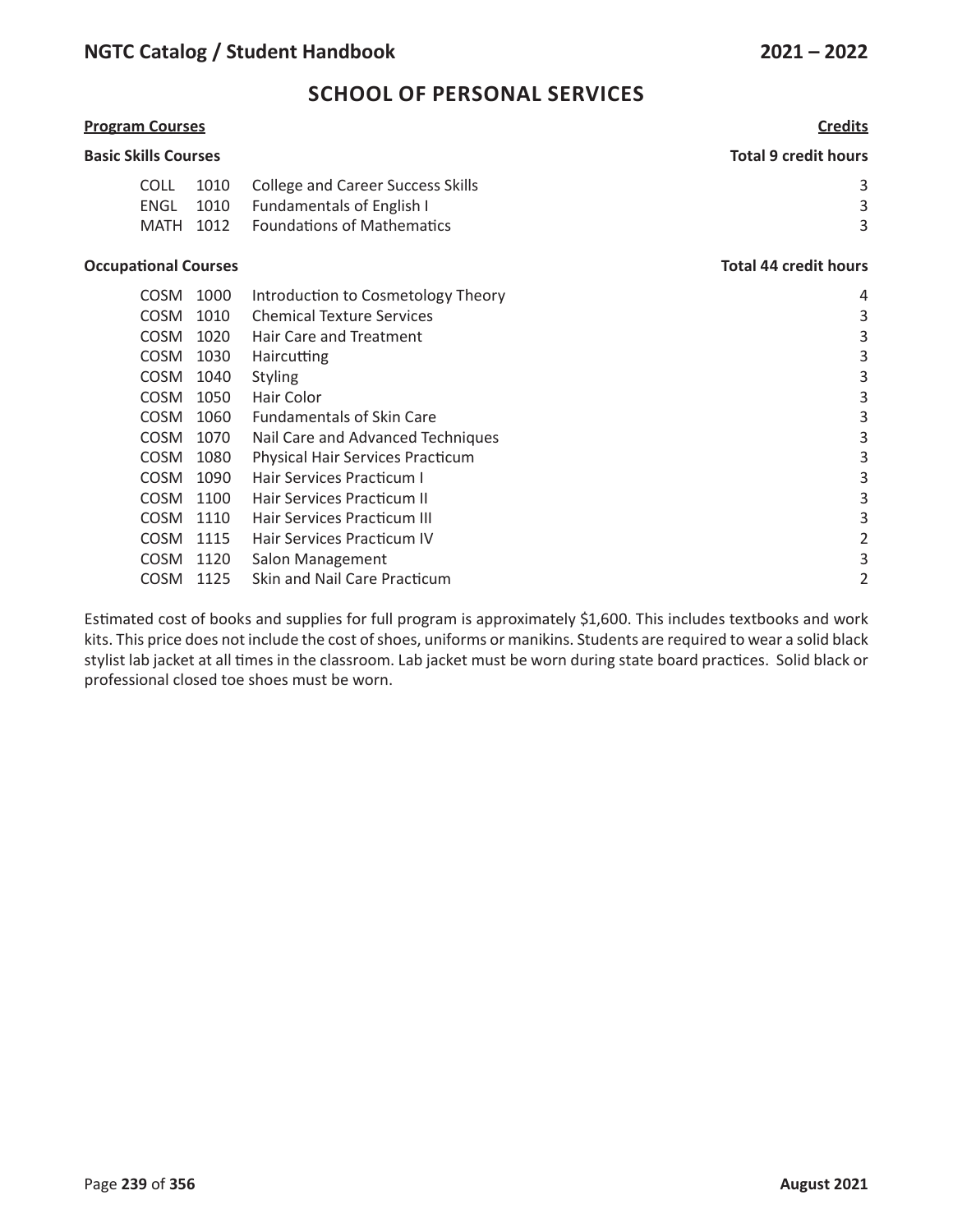## SCHOOL OF PERSONAL SERVICES

| **Program Courses** | | | **Credits** |
|---|---|---|---|
| **Basic Skills Courses** | | | **Total 9 credit hours** |
| COLL | 1010 | College and Career Success Skills | 3 |
| ENGL | 1010 | Fundamentals of English I | 3 |
| MATH | 1012 | Foundations of Mathematics | 3 |
| **Occupational Courses** | | | **Total 44 credit hours** |
| COSM | 1000 | Introduction to Cosmetology Theory | 4 |
| COSM | 1010 | Chemical Texture Services | 3 |
| COSM | 1020 | Hair Care and Treatment | 3 |
| COSM | 1030 | Haircutting | 3 |
| COSM | 1040 | Styling | 3 |
| COSM | 1050 | Hair Color | 3 |
| COSM | 1060 | Fundamentals of Skin Care | 3 |
| COSM | 1070 | Nail Care and Advanced Techniques | 3 |
| COSM | 1080 | Physical Hair Services Practicum | 3 |
| COSM | 1090 | Hair Services Practicum I | 3 |
| COSM | 1100 | Hair Services Practicum II | 3 |
| COSM | 1110 | Hair Services Practicum III | 3 |
| COSM | 1115 | Hair Services Practicum IV | 2 |
| COSM | 1120 | Salon Management | 3 |
| COSM | 1125 | Skin and Nail Care Practicum | 2 |

Estimated cost of books and supplies for full program is approximately $1,600. This includes textbooks and work kits. This price does not include the cost of shoes, uniforms or manikins. Students are required to wear a solid black stylist lab jacket at all times in the classroom. Lab jacket must be worn during state board practices. Solid black or professional closed toe shoes must be worn.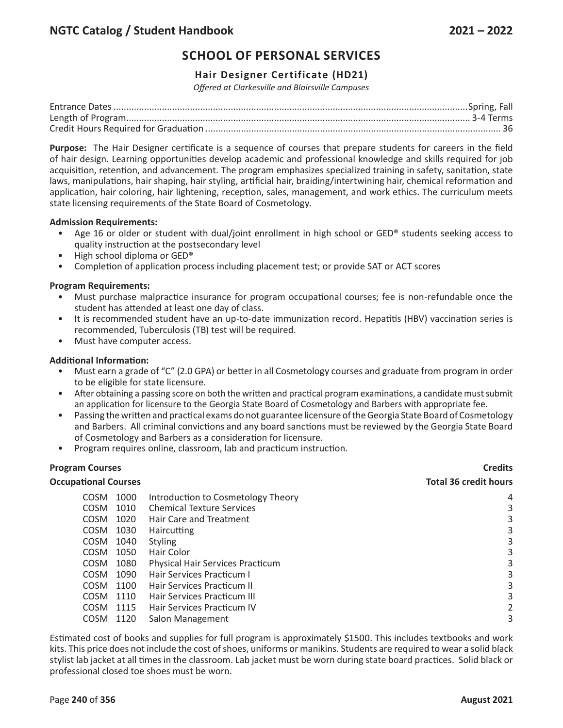# SCHOOL OF PERSONAL SERVICES

## Hair Designer Certificate (HD21)

*Offered at Clarkesville and Blairsville Campuses*

Entrance Dates ........................................ Spring, Fall
Length of Program ........................................ 3-4 Terms
Credit Hours Required for Graduation ........................................ 36

**Purpose:** The Hair Designer certificate is a sequence of courses that prepare students for careers in the field of hair design. Learning opportunities develop academic and professional knowledge and skills required for job acquisition, retention, and advancement. The program emphasizes specialized training in safety, sanitation, state laws, manipulations, hair shaping, hair styling, artificial hair, braiding/intertwining hair, chemical reformation and application, hair coloring, hair lightening, reception, sales, management, and work ethics. The curriculum meets state licensing requirements of the State Board of Cosmetology.

**Admission Requirements:**

- Age 16 or older or student with dual/joint enrollment in high school or GED® students seeking access to quality instruction at the postsecondary level
- High school diploma or GED®
- Completion of application process including placement test; or provide SAT or ACT scores

**Program Requirements:**

- Must purchase malpractice insurance for program occupational courses; fee is non-refundable once the student has attended at least one day of class.
- It is recommended student have an up-to-date immunization record. Hepatitis (HBV) vaccination series is recommended, Tuberculosis (TB) test will be required.
- Must have computer access.

**Additional Information:**

- Must earn a grade of "C" (2.0 GPA) or better in all Cosmetology courses and graduate from program in order to be eligible for state licensure.
- After obtaining a passing score on both the written and practical program examinations, a candidate must submit an application for licensure to the Georgia State Board of Cosmetology and Barbers with appropriate fee.
- Passing the written and practical exams do not guarantee licensure of the Georgia State Board of Cosmetology and Barbers. All criminal convictions and any board sanctions must be reviewed by the Georgia State Board of Cosmetology and Barbers as a consideration for licensure.
- Program requires online, classroom, lab and practicum instruction.

| **Program Courses** | | **Credits** |
|---|---|---|
| **Occupational Courses** | | **Total 36 credit hours** |
| COSM 1000 | Introduction to Cosmetology Theory | 4 |
| COSM 1010 | Chemical Texture Services | 3 |
| COSM 1020 | Hair Care and Treatment | 3 |
| COSM 1030 | Haircutting | 3 |
| COSM 1040 | Styling | 3 |
| COSM 1050 | Hair Color | 3 |
| COSM 1080 | Physical Hair Services Practicum | 3 |
| COSM 1090 | Hair Services Practicum I | 3 |
| COSM 1100 | Hair Services Practicum II | 3 |
| COSM 1110 | Hair Services Practicum III | 3 |
| COSM 1115 | Hair Services Practicum IV | 2 |
| COSM 1120 | Salon Management | 3 |

Estimated cost of books and supplies for full program is approximately $1500. This includes textbooks and work kits. This price does not include the cost of shoes, uniforms or manikins. Students are required to wear a solid black stylist lab jacket at all times in the classroom. Lab jacket must be worn during state board practices. Solid black or professional closed toe shoes must be worn.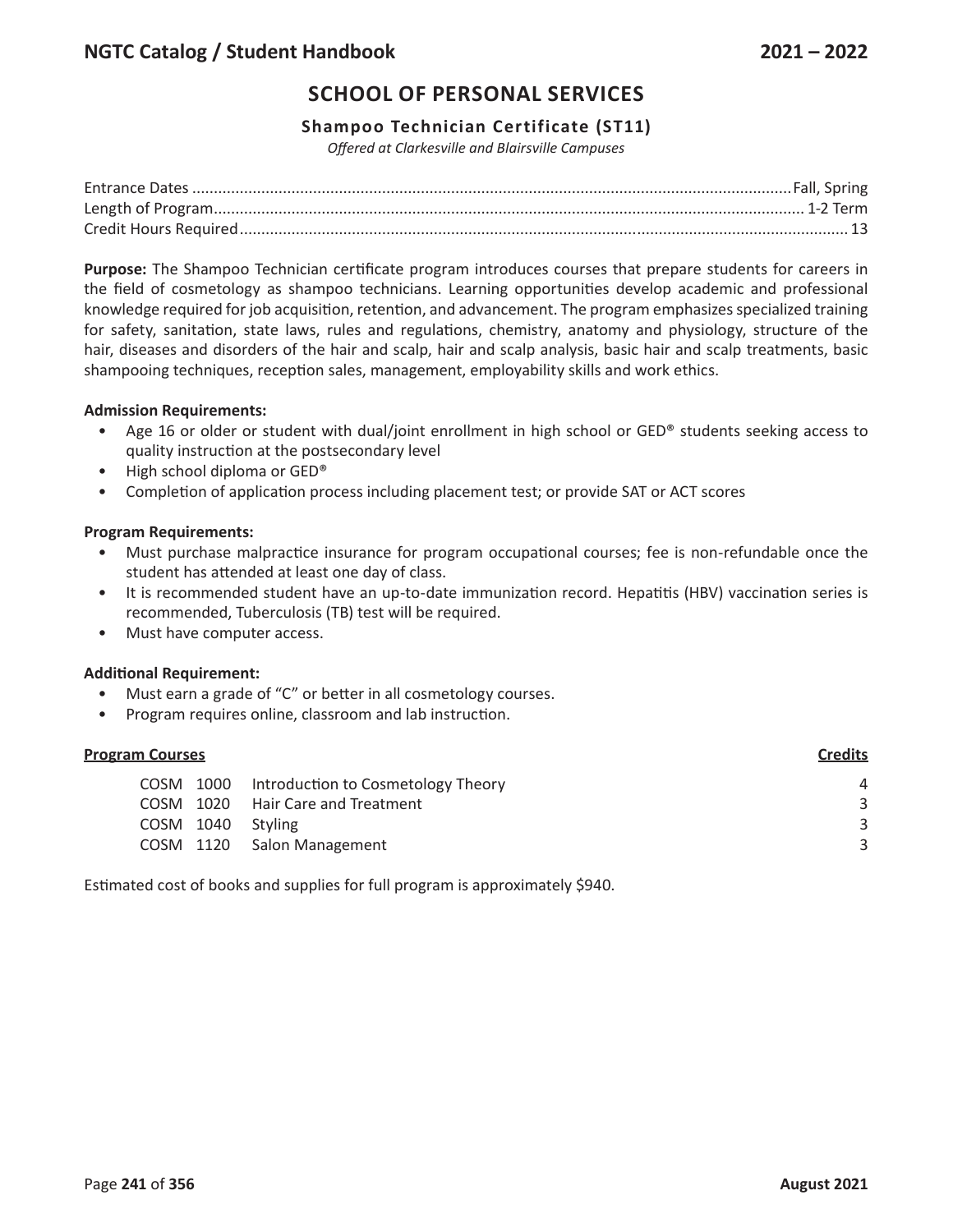# SCHOOL OF PERSONAL SERVICES

## Shampoo Technician Certificate (ST11)

*Offered at Clarkesville and Blairsville Campuses*

| | |
|---|---|
| Entrance Dates | Fall, Spring |
| Length of Program | 1-2 Term |
| Credit Hours Required | 13 |

**Purpose:** The Shampoo Technician certificate program introduces courses that prepare students for careers in the field of cosmetology as shampoo technicians. Learning opportunities develop academic and professional knowledge required for job acquisition, retention, and advancement. The program emphasizes specialized training for safety, sanitation, state laws, rules and regulations, chemistry, anatomy and physiology, structure of the hair, diseases and disorders of the hair and scalp, hair and scalp analysis, basic hair and scalp treatments, basic shampooing techniques, reception sales, management, employability skills and work ethics.

**Admission Requirements:**

- Age 16 or older or student with dual/joint enrollment in high school or GED® students seeking access to quality instruction at the postsecondary level
- High school diploma or GED®
- Completion of application process including placement test; or provide SAT or ACT scores

**Program Requirements:**

- Must purchase malpractice insurance for program occupational courses; fee is non-refundable once the student has attended at least one day of class.
- It is recommended student have an up-to-date immunization record. Hepatitis (HBV) vaccination series is recommended, Tuberculosis (TB) test will be required.
- Must have computer access.

**Additional Requirement:**

- Must earn a grade of "C" or better in all cosmetology courses.
- Program requires online, classroom and lab instruction.

| **Program Courses** | | | **Credits** |
|---|---|---|---|
| COSM | 1000 | Introduction to Cosmetology Theory | 4 |
| COSM | 1020 | Hair Care and Treatment | 3 |
| COSM | 1040 | Styling | 3 |
| COSM | 1120 | Salon Management | 3 |

Estimated cost of books and supplies for full program is approximately $940.